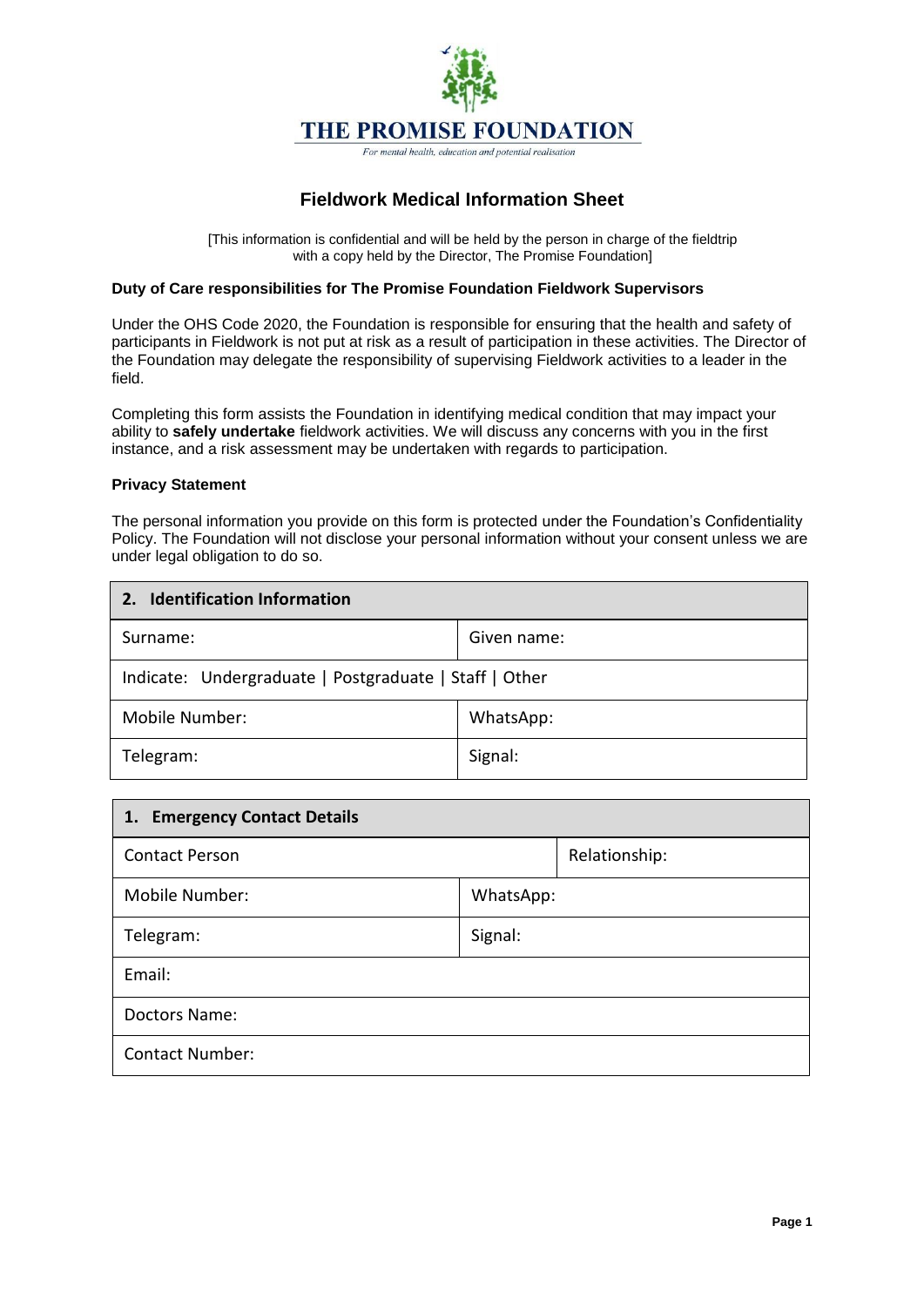**THE PROMISE FOUNDATION**

*For mental health, education and potential realisation*

# Fieldwork Medical Information Sheet

[This information is confidential and will be held by the person in charge of the fieldtrip with a copy held by the Director, The Promise Foundation]

### Duty of Care responsibilities for The Promise Foundation Fieldwork Supervisors

Under the OHS Code 2020, the Foundation is responsible for ensuring that the health and safety of participants in Fieldwork is not put at risk as a result of participation in these activities. The Director of the Foundation may delegate the responsibility of supervising Fieldwork activities to a leader in the field.

Completing this form assists the Foundation in identifying medical condition that may impact your ability to **safely undertake** fieldwork activities. We will discuss any concerns with you in the first instance, and a risk assessment may be undertaken with regards to participation.

### Privacy Statement

The personal information you provide on this form is protected under the Foundation's Confidentiality Policy. The Foundation will not disclose your personal information without your consent unless we are under legal obligation to do so.

| **2. Identification Information** | |
|---|---|
| Surname: | Given name: |
| Indicate: Undergraduate \| Postgraduate \| Staff \| Other | |
| Mobile Number: | WhatsApp: |
| Telegram: | Signal: |

| **1. Emergency Contact Details** | |
|---|---|
| Contact Person | Relationship: |
| Mobile Number: | WhatsApp: |
| Telegram: | Signal: |
| Email: | |
| Doctors Name: | |
| Contact Number: | |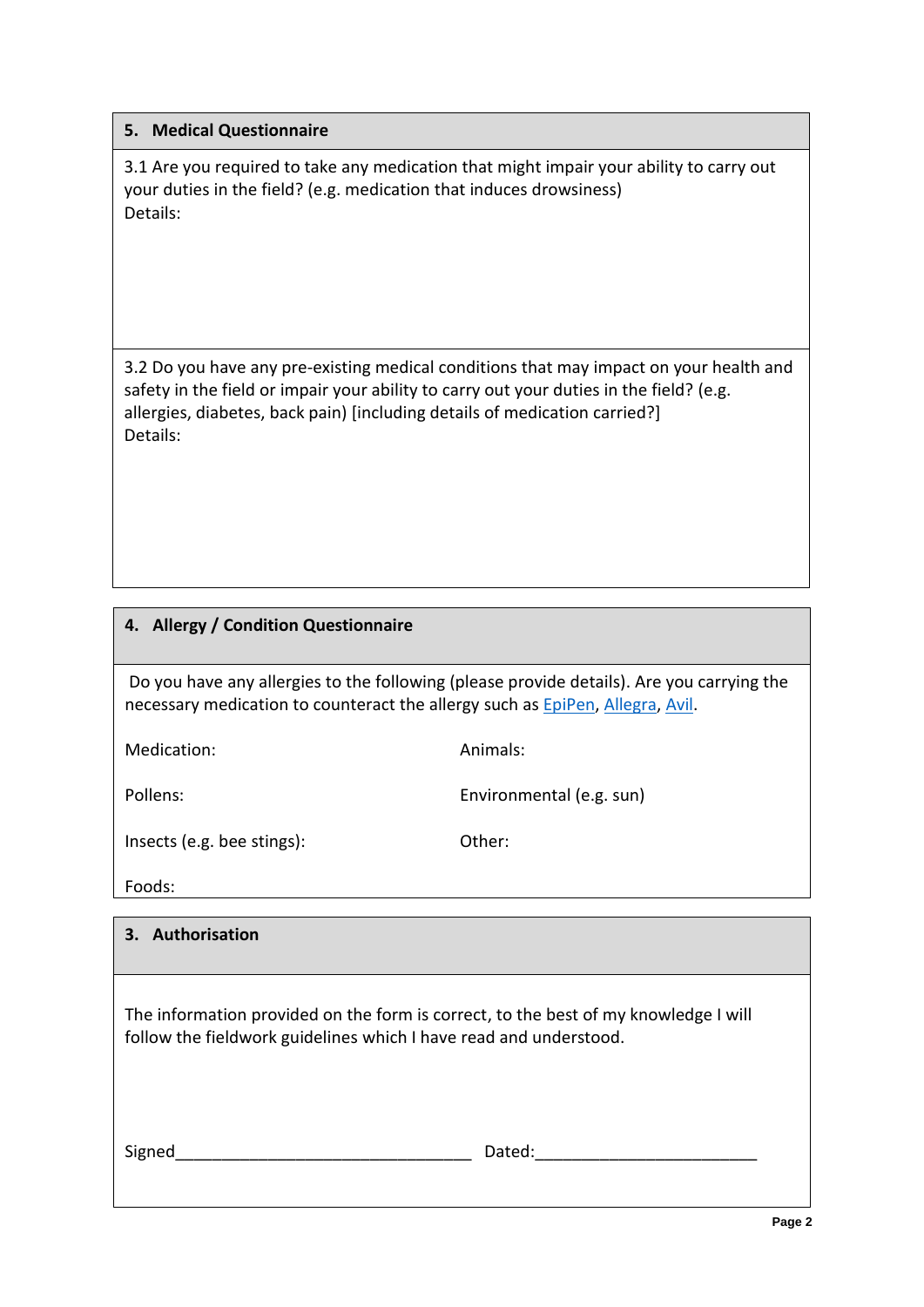## 5. Medical Questionnaire

3.1 Are you required to take any medication that might impair your ability to carry out your duties in the field? (e.g. medication that induces drowsiness)
Details:

3.2 Do you have any pre-existing medical conditions that may impact on your health and safety in the field or impair your ability to carry out your duties in the field? (e.g. allergies, diabetes, back pain) [including details of medication carried?]
Details:

## 4. Allergy / Condition Questionnaire

Do you have any allergies to the following (please provide details). Are you carrying the necessary medication to counteract the allergy such as EpiPen, Allegra, Avil.

| | |
|---|---|
| Medication: | Animals: |
| Pollens: | Environmental (e.g. sun) |
| Insects (e.g. bee stings): | Other: |
| Foods: | |

## 3. Authorisation

The information provided on the form is correct, to the best of my knowledge I will follow the fieldwork guidelines which I have read and understood.

Signed________________________________ Dated:________________________